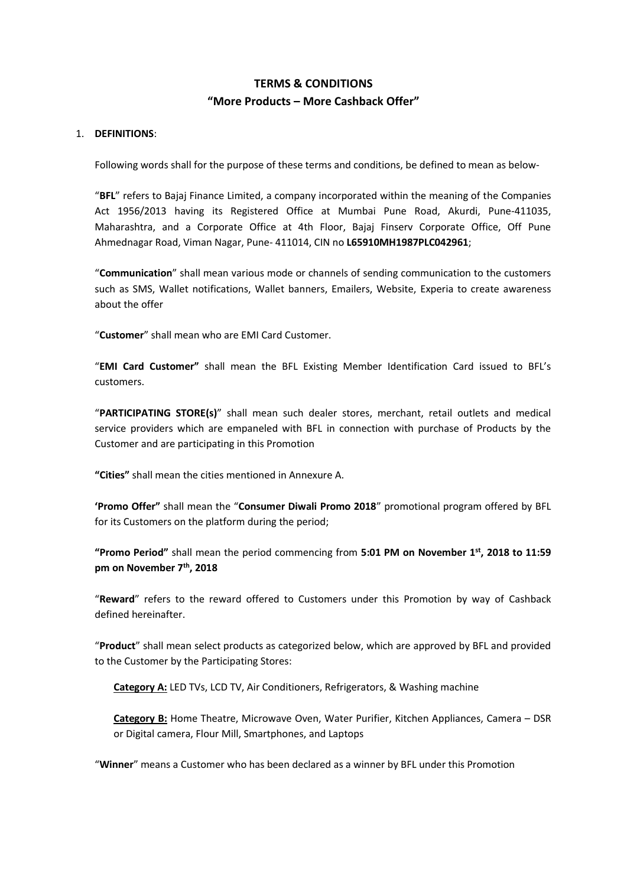# TERMS & CONDITIONS
## "More Products – More Cashback Offer"

1. **DEFINITIONS**:

Following words shall for the purpose of these terms and conditions, be defined to mean as below-

"**BFL**" refers to Bajaj Finance Limited, a company incorporated within the meaning of the Companies Act 1956/2013 having its Registered Office at Mumbai Pune Road, Akurdi, Pune-411035, Maharashtra, and a Corporate Office at 4th Floor, Bajaj Finserv Corporate Office, Off Pune Ahmednagar Road, Viman Nagar, Pune- 411014, CIN no **L65910MH1987PLC042961**;

"**Communication**" shall mean various mode or channels of sending communication to the customers such as SMS, Wallet notifications, Wallet banners, Emailers, Website, Experia to create awareness about the offer

"**Customer**" shall mean who are EMI Card Customer.

"**EMI Card Customer"** shall mean the BFL Existing Member Identification Card issued to BFL's customers.

"**PARTICIPATING STORE(s)**" shall mean such dealer stores, merchant, retail outlets and medical service providers which are empaneled with BFL in connection with purchase of Products by the Customer and are participating in this Promotion

**"Cities"** shall mean the cities mentioned in Annexure A.

**'Promo Offer"** shall mean the "**Consumer Diwali Promo 2018**" promotional program offered by BFL for its Customers on the platform during the period;

**"Promo Period"** shall mean the period commencing from **5:01 PM on November 1st, 2018 to 11:59 pm on November 7th, 2018**

"**Reward**" refers to the reward offered to Customers under this Promotion by way of Cashback defined hereinafter.

"**Product**" shall mean select products as categorized below, which are approved by BFL and provided to the Customer by the Participating Stores:

**Category A:** LED TVs, LCD TV, Air Conditioners, Refrigerators, & Washing machine

**Category B:** Home Theatre, Microwave Oven, Water Purifier, Kitchen Appliances, Camera – DSR or Digital camera, Flour Mill, Smartphones, and Laptops

"**Winner**" means a Customer who has been declared as a winner by BFL under this Promotion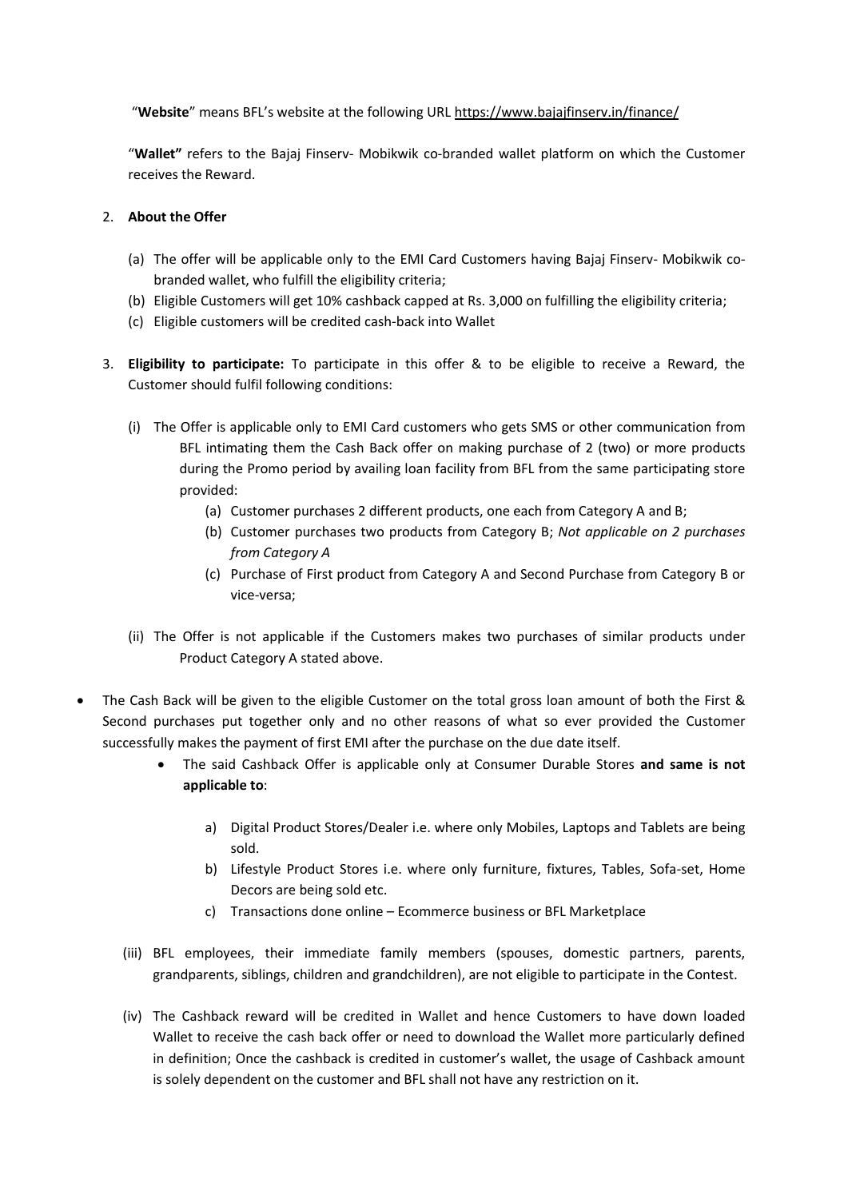"**Website**" means BFL's website at the following URL https://www.bajajfinserv.in/finance/

"**Wallet"** refers to the Bajaj Finserv- Mobikwik co-branded wallet platform on which the Customer receives the Reward.

2. **About the Offer**

   (a) The offer will be applicable only to the EMI Card Customers having Bajaj Finserv- Mobikwik co-branded wallet, who fulfill the eligibility criteria;

   (b) Eligible Customers will get 10% cashback capped at Rs. 3,000 on fulfilling the eligibility criteria;

   (c) Eligible customers will be credited cash-back into Wallet

3. **Eligibility to participate:** To participate in this offer & to be eligible to receive a Reward, the Customer should fulfil following conditions:

   (i) The Offer is applicable only to EMI Card customers who gets SMS or other communication from BFL intimating them the Cash Back offer on making purchase of 2 (two) or more products during the Promo period by availing loan facility from BFL from the same participating store provided:

      (a) Customer purchases 2 different products, one each from Category A and B;

      (b) Customer purchases two products from Category B; *Not applicable on 2 purchases from Category A*

      (c) Purchase of First product from Category A and Second Purchase from Category B or vice-versa;

   (ii) The Offer is not applicable if the Customers makes two purchases of similar products under Product Category A stated above.

- The Cash Back will be given to the eligible Customer on the total gross loan amount of both the First & Second purchases put together only and no other reasons of what so ever provided the Customer successfully makes the payment of first EMI after the purchase on the due date itself.
  - The said Cashback Offer is applicable only at Consumer Durable Stores **and same is not applicable to**:

    a) Digital Product Stores/Dealer i.e. where only Mobiles, Laptops and Tablets are being sold.

    b) Lifestyle Product Stores i.e. where only furniture, fixtures, Tables, Sofa-set, Home Decors are being sold etc.

    c) Transactions done online – Ecommerce business or BFL Marketplace

   (iii) BFL employees, their immediate family members (spouses, domestic partners, parents, grandparents, siblings, children and grandchildren), are not eligible to participate in the Contest.

   (iv) The Cashback reward will be credited in Wallet and hence Customers to have down loaded Wallet to receive the cash back offer or need to download the Wallet more particularly defined in definition; Once the cashback is credited in customer's wallet, the usage of Cashback amount is solely dependent on the customer and BFL shall not have any restriction on it.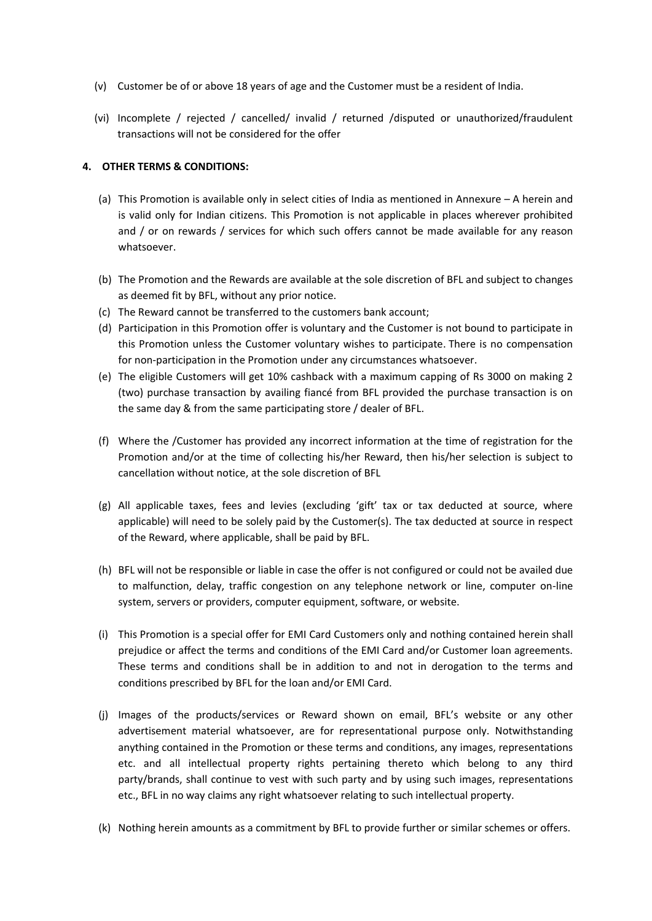(v) Customer be of or above 18 years of age and the Customer must be a resident of India.

(vi) Incomplete / rejected / cancelled/ invalid / returned /disputed or unauthorized/fraudulent transactions will not be considered for the offer

**4. OTHER TERMS & CONDITIONS:**

(a) This Promotion is available only in select cities of India as mentioned in Annexure – A herein and is valid only for Indian citizens. This Promotion is not applicable in places wherever prohibited and / or on rewards / services for which such offers cannot be made available for any reason whatsoever.

(b) The Promotion and the Rewards are available at the sole discretion of BFL and subject to changes as deemed fit by BFL, without any prior notice.

(c) The Reward cannot be transferred to the customers bank account;

(d) Participation in this Promotion offer is voluntary and the Customer is not bound to participate in this Promotion unless the Customer voluntary wishes to participate. There is no compensation for non-participation in the Promotion under any circumstances whatsoever.

(e) The eligible Customers will get 10% cashback with a maximum capping of Rs 3000 on making 2 (two) purchase transaction by availing fiancé from BFL provided the purchase transaction is on the same day & from the same participating store / dealer of BFL.

(f) Where the /Customer has provided any incorrect information at the time of registration for the Promotion and/or at the time of collecting his/her Reward, then his/her selection is subject to cancellation without notice, at the sole discretion of BFL

(g) All applicable taxes, fees and levies (excluding 'gift' tax or tax deducted at source, where applicable) will need to be solely paid by the Customer(s). The tax deducted at source in respect of the Reward, where applicable, shall be paid by BFL.

(h) BFL will not be responsible or liable in case the offer is not configured or could not be availed due to malfunction, delay, traffic congestion on any telephone network or line, computer on-line system, servers or providers, computer equipment, software, or website.

(i) This Promotion is a special offer for EMI Card Customers only and nothing contained herein shall prejudice or affect the terms and conditions of the EMI Card and/or Customer loan agreements. These terms and conditions shall be in addition to and not in derogation to the terms and conditions prescribed by BFL for the loan and/or EMI Card.

(j) Images of the products/services or Reward shown on email, BFL's website or any other advertisement material whatsoever, are for representational purpose only. Notwithstanding anything contained in the Promotion or these terms and conditions, any images, representations etc. and all intellectual property rights pertaining thereto which belong to any third party/brands, shall continue to vest with such party and by using such images, representations etc., BFL in no way claims any right whatsoever relating to such intellectual property.

(k) Nothing herein amounts as a commitment by BFL to provide further or similar schemes or offers.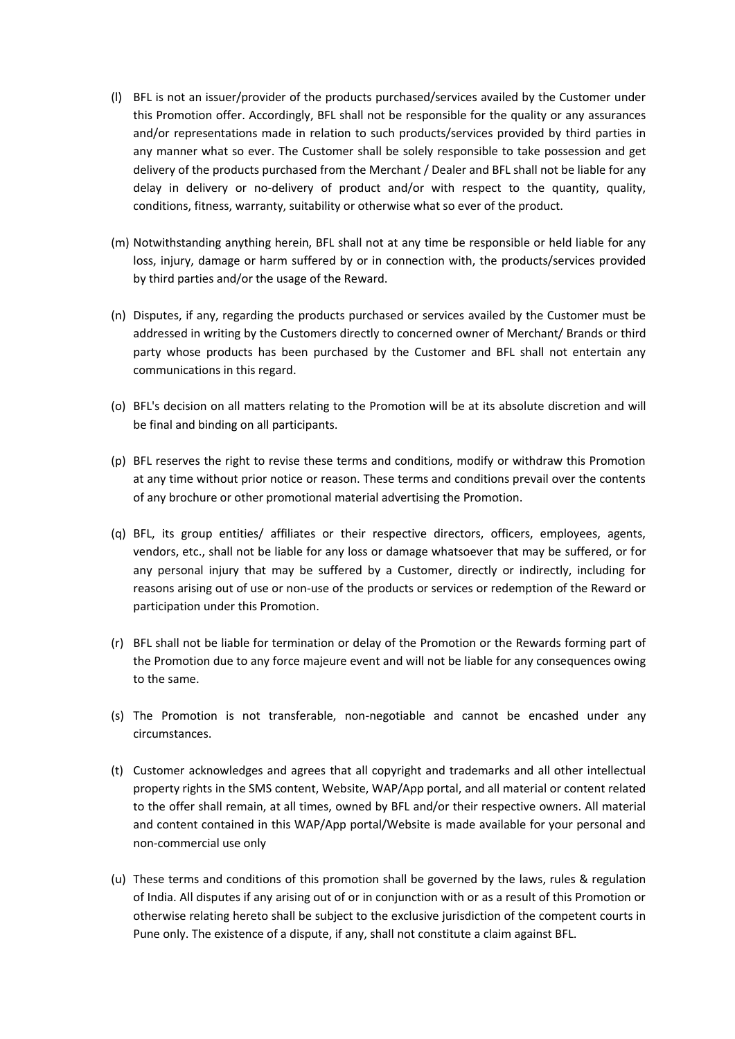(l) BFL is not an issuer/provider of the products purchased/services availed by the Customer under this Promotion offer. Accordingly, BFL shall not be responsible for the quality or any assurances and/or representations made in relation to such products/services provided by third parties in any manner what so ever. The Customer shall be solely responsible to take possession and get delivery of the products purchased from the Merchant / Dealer and BFL shall not be liable for any delay in delivery or no-delivery of product and/or with respect to the quantity, quality, conditions, fitness, warranty, suitability or otherwise what so ever of the product.

(m) Notwithstanding anything herein, BFL shall not at any time be responsible or held liable for any loss, injury, damage or harm suffered by or in connection with, the products/services provided by third parties and/or the usage of the Reward.

(n) Disputes, if any, regarding the products purchased or services availed by the Customer must be addressed in writing by the Customers directly to concerned owner of Merchant/ Brands or third party whose products has been purchased by the Customer and BFL shall not entertain any communications in this regard.

(o) BFL's decision on all matters relating to the Promotion will be at its absolute discretion and will be final and binding on all participants.

(p) BFL reserves the right to revise these terms and conditions, modify or withdraw this Promotion at any time without prior notice or reason. These terms and conditions prevail over the contents of any brochure or other promotional material advertising the Promotion.

(q) BFL, its group entities/ affiliates or their respective directors, officers, employees, agents, vendors, etc., shall not be liable for any loss or damage whatsoever that may be suffered, or for any personal injury that may be suffered by a Customer, directly or indirectly, including for reasons arising out of use or non-use of the products or services or redemption of the Reward or participation under this Promotion.

(r) BFL shall not be liable for termination or delay of the Promotion or the Rewards forming part of the Promotion due to any force majeure event and will not be liable for any consequences owing to the same.

(s) The Promotion is not transferable, non-negotiable and cannot be encashed under any circumstances.

(t) Customer acknowledges and agrees that all copyright and trademarks and all other intellectual property rights in the SMS content, Website, WAP/App portal, and all material or content related to the offer shall remain, at all times, owned by BFL and/or their respective owners. All material and content contained in this WAP/App portal/Website is made available for your personal and non-commercial use only

(u) These terms and conditions of this promotion shall be governed by the laws, rules & regulation of India. All disputes if any arising out of or in conjunction with or as a result of this Promotion or otherwise relating hereto shall be subject to the exclusive jurisdiction of the competent courts in Pune only. The existence of a dispute, if any, shall not constitute a claim against BFL.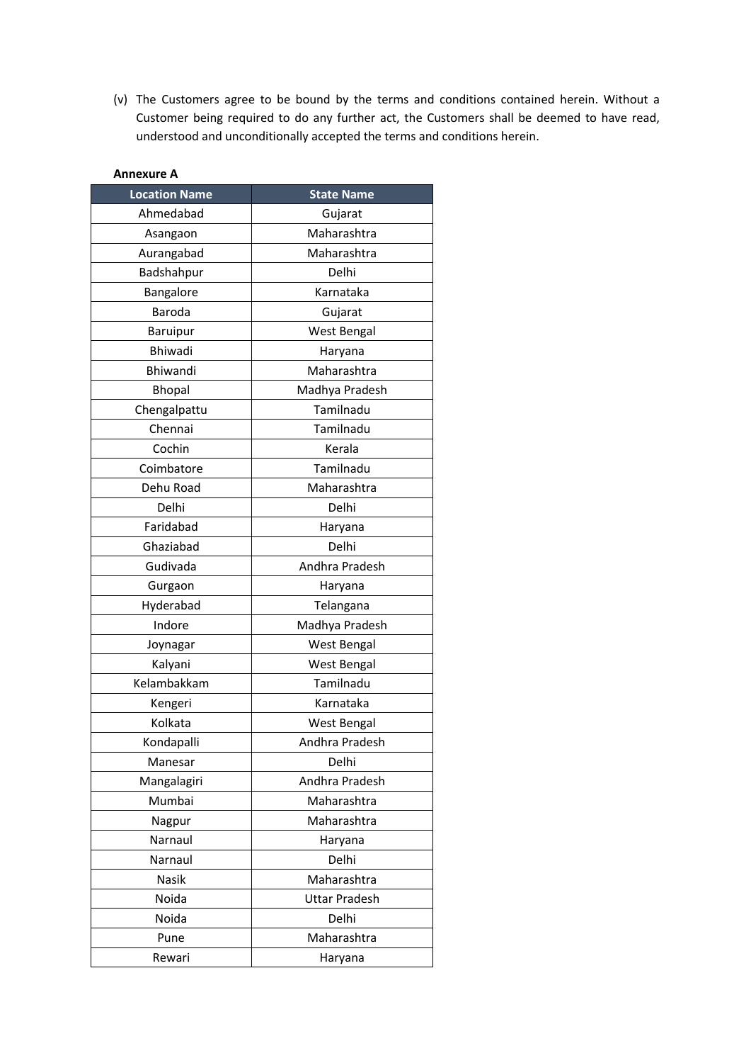(v) The Customers agree to be bound by the terms and conditions contained herein. Without a Customer being required to do any further act, the Customers shall be deemed to have read, understood and unconditionally accepted the terms and conditions herein.

**Annexure A**

| Location Name | State Name |
|---|---|
| Ahmedabad | Gujarat |
| Asangaon | Maharashtra |
| Aurangabad | Maharashtra |
| Badshahpur | Delhi |
| Bangalore | Karnataka |
| Baroda | Gujarat |
| Baruipur | West Bengal |
| Bhiwadi | Haryana |
| Bhiwandi | Maharashtra |
| Bhopal | Madhya Pradesh |
| Chengalpattu | Tamilnadu |
| Chennai | Tamilnadu |
| Cochin | Kerala |
| Coimbatore | Tamilnadu |
| Dehu Road | Maharashtra |
| Delhi | Delhi |
| Faridabad | Haryana |
| Ghaziabad | Delhi |
| Gudivada | Andhra Pradesh |
| Gurgaon | Haryana |
| Hyderabad | Telangana |
| Indore | Madhya Pradesh |
| Joynagar | West Bengal |
| Kalyani | West Bengal |
| Kelambakkam | Tamilnadu |
| Kengeri | Karnataka |
| Kolkata | West Bengal |
| Kondapalli | Andhra Pradesh |
| Manesar | Delhi |
| Mangalagiri | Andhra Pradesh |
| Mumbai | Maharashtra |
| Nagpur | Maharashtra |
| Narnaul | Haryana |
| Narnaul | Delhi |
| Nasik | Maharashtra |
| Noida | Uttar Pradesh |
| Noida | Delhi |
| Pune | Maharashtra |
| Rewari | Haryana |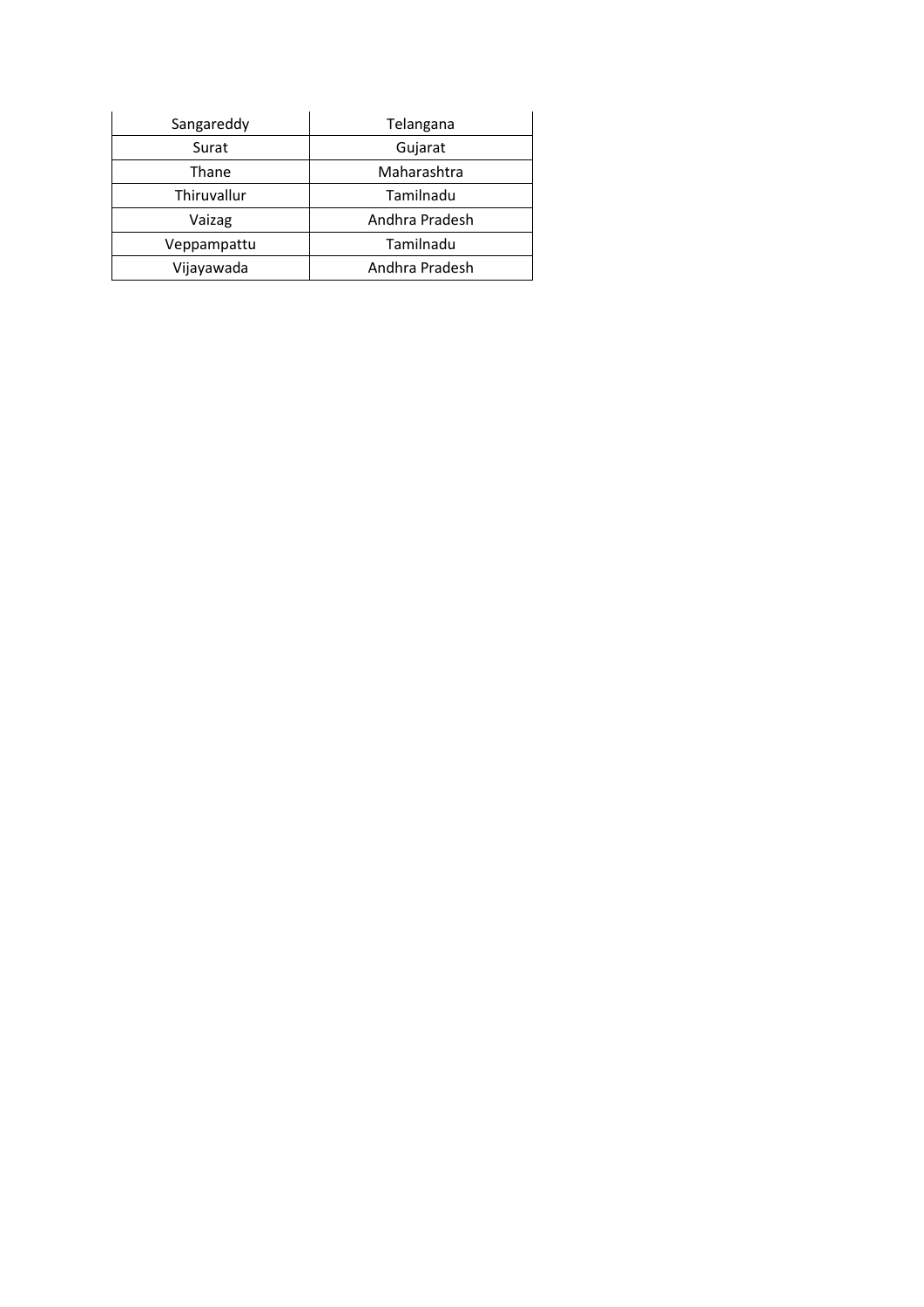| | |
|---|---|
| Sangareddy | Telangana |
| Surat | Gujarat |
| Thane | Maharashtra |
| Thiruvallur | Tamilnadu |
| Vaizag | Andhra Pradesh |
| Veppampattu | Tamilnadu |
| Vijayawada | Andhra Pradesh |